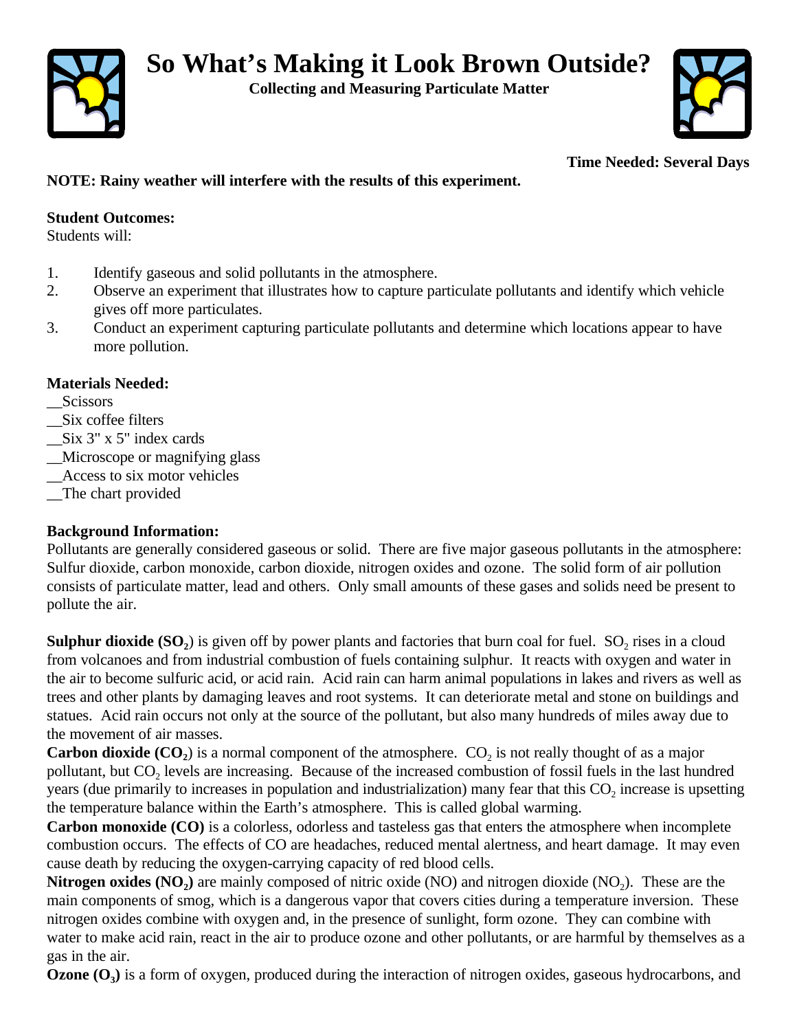# So What's Making it Look Brown Outside?

**Collecting and Measuring Particulate Matter**

**Time Needed: Several Days**

**NOTE: Rainy weather will interfere with the results of this experiment.**

**Student Outcomes:**
Students will:

1. Identify gaseous and solid pollutants in the atmosphere.
2. Observe an experiment that illustrates how to capture particulate pollutants and identify which vehicle gives off more particulates.
3. Conduct an experiment capturing particulate pollutants and determine which locations appear to have more pollution.

**Materials Needed:**
__Scissors
__Six coffee filters
__Six 3" x 5" index cards
__Microscope or magnifying glass
__Access to six motor vehicles
__The chart provided

**Background Information:**
Pollutants are generally considered gaseous or solid. There are five major gaseous pollutants in the atmosphere: Sulfur dioxide, carbon monoxide, carbon dioxide, nitrogen oxides and ozone. The solid form of air pollution consists of particulate matter, lead and others. Only small amounts of these gases and solids need be present to pollute the air.

**Sulphur dioxide ($SO_2$)** is given off by power plants and factories that burn coal for fuel. $SO_2$ rises in a cloud from volcanoes and from industrial combustion of fuels containing sulphur. It reacts with oxygen and water in the air to become sulfuric acid, or acid rain. Acid rain can harm animal populations in lakes and rivers as well as trees and other plants by damaging leaves and root systems. It can deteriorate metal and stone on buildings and statues. Acid rain occurs not only at the source of the pollutant, but also many hundreds of miles away due to the movement of air masses.

**Carbon dioxide ($CO_2$)** is a normal component of the atmosphere. $CO_2$ is not really thought of as a major pollutant, but $CO_2$ levels are increasing. Because of the increased combustion of fossil fuels in the last hundred years (due primarily to increases in population and industrialization) many fear that this $CO_2$ increase is upsetting the temperature balance within the Earth's atmosphere. This is called global warming.

**Carbon monoxide (CO)** is a colorless, odorless and tasteless gas that enters the atmosphere when incomplete combustion occurs. The effects of CO are headaches, reduced mental alertness, and heart damage. It may even cause death by reducing the oxygen-carrying capacity of red blood cells.

**Nitrogen oxides ($NO_2$)** are mainly composed of nitric oxide (NO) and nitrogen dioxide ($NO_2$). These are the main components of smog, which is a dangerous vapor that covers cities during a temperature inversion. These nitrogen oxides combine with oxygen and, in the presence of sunlight, form ozone. They can combine with water to make acid rain, react in the air to produce ozone and other pollutants, or are harmful by themselves as a gas in the air.

**Ozone ($O_3$)** is a form of oxygen, produced during the interaction of nitrogen oxides, gaseous hydrocarbons, and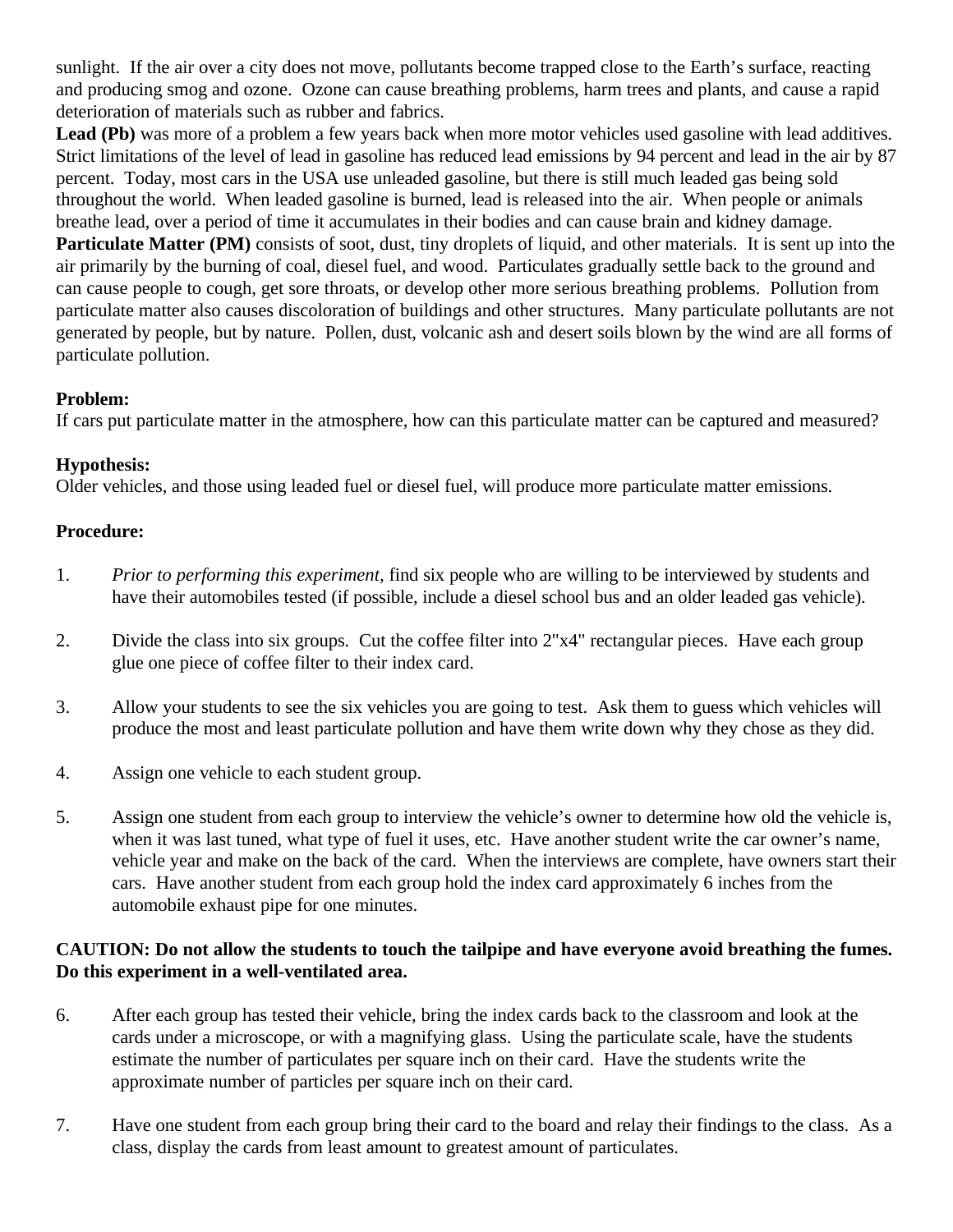sunlight.  If the air over a city does not move, pollutants become trapped close to the Earth's surface, reacting and producing smog and ozone.  Ozone can cause breathing problems, harm trees and plants, and cause a rapid deterioration of materials such as rubber and fabrics.

**Lead (Pb)** was more of a problem a few years back when more motor vehicles used gasoline with lead additives.  Strict limitations of the level of lead in gasoline has reduced lead emissions by 94 percent and lead in the air by 87 percent.  Today, most cars in the USA use unleaded gasoline, but there is still much leaded gas being sold throughout the world.  When leaded gasoline is burned, lead is released into the air.  When people or animals breathe lead, over a period of time it accumulates in their bodies and can cause brain and kidney damage.

**Particulate Matter (PM)** consists of soot, dust, tiny droplets of liquid, and other materials.  It is sent up into the air primarily by the burning of coal, diesel fuel, and wood.  Particulates gradually settle back to the ground and can cause people to cough, get sore throats, or develop other more serious breathing problems.  Pollution from particulate matter also causes discoloration of buildings and other structures.  Many particulate pollutants are not generated by people, but by nature.  Pollen, dust, volcanic ash and desert soils blown by the wind are all forms of particulate pollution.

**Problem:**

If cars put particulate matter in the atmosphere, how can this particulate matter can be captured and measured?

**Hypothesis:**

Older vehicles, and those using leaded fuel or diesel fuel, will produce more particulate matter emissions.

**Procedure:**

1. *Prior to performing this experiment,* find six people who are willing to be interviewed by students and have their automobiles tested (if possible, include a diesel school bus and an older leaded gas vehicle).

2. Divide the class into six groups.  Cut the coffee filter into 2"x4" rectangular pieces.  Have each group glue one piece of coffee filter to their index card.

3. Allow your students to see the six vehicles you are going to test.  Ask them to guess which vehicles will produce the most and least particulate pollution and have them write down why they chose as they did.

4. Assign one vehicle to each student group.

5. Assign one student from each group to interview the vehicle's owner to determine how old the vehicle is, when it was last tuned, what type of fuel it uses, etc.  Have another student write the car owner's name, vehicle year and make on the back of the card.  When the interviews are complete, have owners start their cars.  Have another student from each group hold the index card approximately 6 inches from the automobile exhaust pipe for one minutes.

**CAUTION: Do not allow the students to touch the tailpipe and have everyone avoid breathing the fumes. Do this experiment in a well-ventilated area.**

6. After each group has tested their vehicle, bring the index cards back to the classroom and look at the cards under a microscope, or with a magnifying glass.  Using the particulate scale, have the students estimate the number of particulates per square inch on their card.  Have the students write the approximate number of particles per square inch on their card.

7. Have one student from each group bring their card to the board and relay their findings to the class.  As a class, display the cards from least amount to greatest amount of particulates.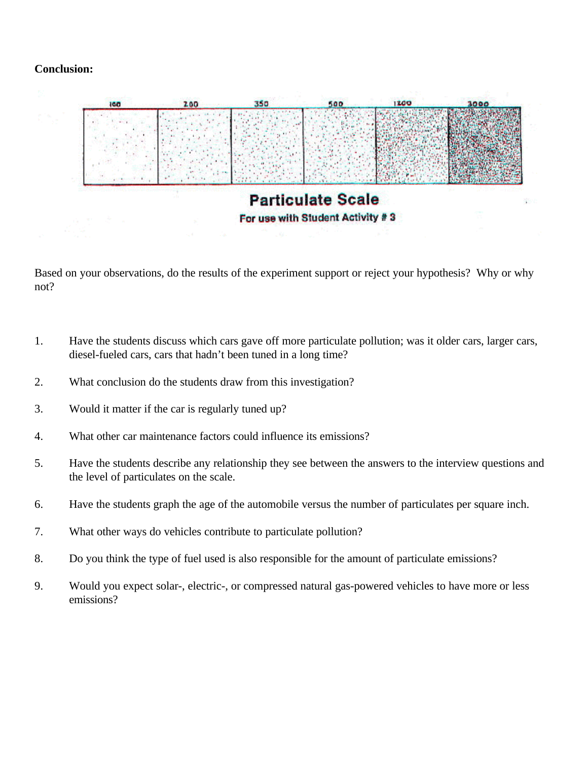**Conclusion:**

100 200 350 500 1200 3000

Particulate Scale

For use with Student Activity # 3

Based on your observations, do the results of the experiment support or reject your hypothesis? Why or why not?

1. Have the students discuss which cars gave off more particulate pollution; was it older cars, larger cars, diesel-fueled cars, cars that hadn't been tuned in a long time?

2. What conclusion do the students draw from this investigation?

3. Would it matter if the car is regularly tuned up?

4. What other car maintenance factors could influence its emissions?

5. Have the students describe any relationship they see between the answers to the interview questions and the level of particulates on the scale.

6. Have the students graph the age of the automobile versus the number of particulates per square inch.

7. What other ways do vehicles contribute to particulate pollution?

8. Do you think the type of fuel used is also responsible for the amount of particulate emissions?

9. Would you expect solar-, electric-, or compressed natural gas-powered vehicles to have more or less emissions?